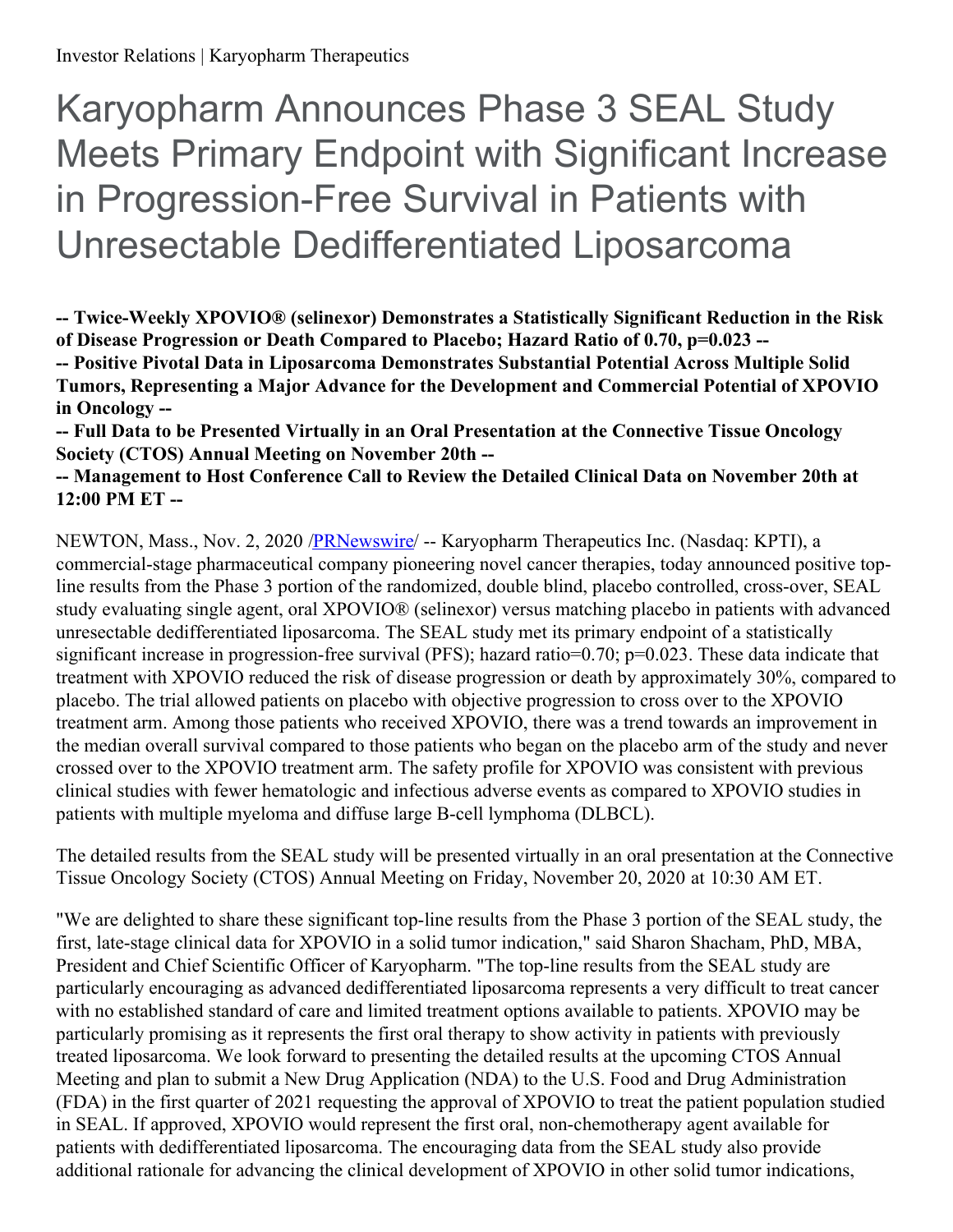# Karyopharm Announces Phase 3 SEAL Study Meets Primary Endpoint with Significant Increase in Progression-Free Survival in Patients with Unresectable Dedifferentiated Liposarcoma

**-- Twice-Weekly XPOVIO® (selinexor) Demonstrates a Statistically Significant Reduction in the Risk of Disease Progression or Death Compared to Placebo; Hazard Ratio of 0.70, p=0.023 --**

**-- Positive Pivotal Data in Liposarcoma Demonstrates Substantial Potential Across Multiple Solid Tumors, Representing a Major Advance for the Development and Commercial Potential of XPOVIO in Oncology --**

**-- Full Data to be Presented Virtually in an Oral Presentation at the Connective Tissue Oncology Society (CTOS) Annual Meeting on November 20th --**

**-- Management to Host Conference Call to Review the Detailed Clinical Data on November 20th at 12:00 PM ET --**

NEWTON, Mass., Nov. 2, 2020 /PRNewswire/ -- Karyopharm Therapeutics Inc. (Nasdaq: KPTI), a commercial-stage pharmaceutical company pioneering novel cancer therapies, today announced positive top-line results from the Phase 3 portion of the randomized, double blind, placebo controlled, cross-over, SEAL study evaluating single agent, oral XPOVIO® (selinexor) versus matching placebo in patients with advanced unresectable dedifferentiated liposarcoma. The SEAL study met its primary endpoint of a statistically significant increase in progression-free survival (PFS); hazard ratio=0.70; p=0.023. These data indicate that treatment with XPOVIO reduced the risk of disease progression or death by approximately 30%, compared to placebo. The trial allowed patients on placebo with objective progression to cross over to the XPOVIO treatment arm. Among those patients who received XPOVIO, there was a trend towards an improvement in the median overall survival compared to those patients who began on the placebo arm of the study and never crossed over to the XPOVIO treatment arm. The safety profile for XPOVIO was consistent with previous clinical studies with fewer hematologic and infectious adverse events as compared to XPOVIO studies in patients with multiple myeloma and diffuse large B-cell lymphoma (DLBCL).

The detailed results from the SEAL study will be presented virtually in an oral presentation at the Connective Tissue Oncology Society (CTOS) Annual Meeting on Friday, November 20, 2020 at 10:30 AM ET.

"We are delighted to share these significant top-line results from the Phase 3 portion of the SEAL study, the first, late-stage clinical data for XPOVIO in a solid tumor indication," said Sharon Shacham, PhD, MBA, President and Chief Scientific Officer of Karyopharm. "The top-line results from the SEAL study are particularly encouraging as advanced dedifferentiated liposarcoma represents a very difficult to treat cancer with no established standard of care and limited treatment options available to patients. XPOVIO may be particularly promising as it represents the first oral therapy to show activity in patients with previously treated liposarcoma. We look forward to presenting the detailed results at the upcoming CTOS Annual Meeting and plan to submit a New Drug Application (NDA) to the U.S. Food and Drug Administration (FDA) in the first quarter of 2021 requesting the approval of XPOVIO to treat the patient population studied in SEAL. If approved, XPOVIO would represent the first oral, non-chemotherapy agent available for patients with dedifferentiated liposarcoma. The encouraging data from the SEAL study also provide additional rationale for advancing the clinical development of XPOVIO in other solid tumor indications,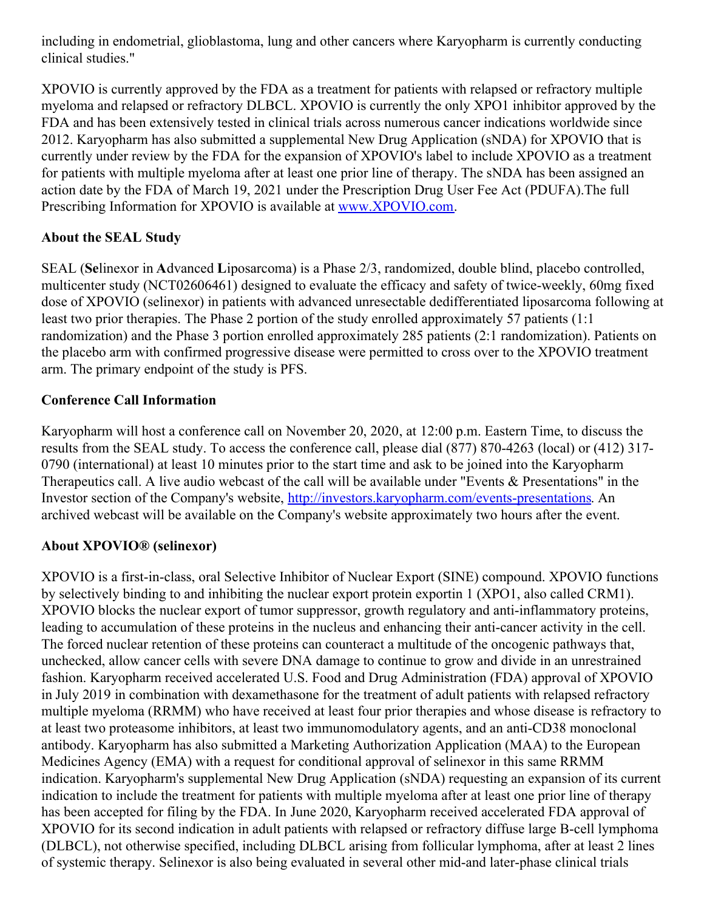including in endometrial, glioblastoma, lung and other cancers where Karyopharm is currently conducting clinical studies."

XPOVIO is currently approved by the FDA as a treatment for patients with relapsed or refractory multiple myeloma and relapsed or refractory DLBCL. XPOVIO is currently the only XPO1 inhibitor approved by the FDA and has been extensively tested in clinical trials across numerous cancer indications worldwide since 2012. Karyopharm has also submitted a supplemental New Drug Application (sNDA) for XPOVIO that is currently under review by the FDA for the expansion of XPOVIO's label to include XPOVIO as a treatment for patients with multiple myeloma after at least one prior line of therapy. The sNDA has been assigned an action date by the FDA of March 19, 2021 under the Prescription Drug User Fee Act (PDUFA).The full Prescribing Information for XPOVIO is available at [www.XPOVIO.com](http://www.XPOVIO.com).

## About the SEAL Study

SEAL (**Se**linexor in **A**dvanced **L**iposarcoma) is a Phase 2/3, randomized, double blind, placebo controlled, multicenter study (NCT02606461) designed to evaluate the efficacy and safety of twice-weekly, 60mg fixed dose of XPOVIO (selinexor) in patients with advanced unresectable dedifferentiated liposarcoma following at least two prior therapies. The Phase 2 portion of the study enrolled approximately 57 patients (1:1 randomization) and the Phase 3 portion enrolled approximately 285 patients (2:1 randomization). Patients on the placebo arm with confirmed progressive disease were permitted to cross over to the XPOVIO treatment arm. The primary endpoint of the study is PFS.

## Conference Call Information

Karyopharm will host a conference call on November 20, 2020, at 12:00 p.m. Eastern Time, to discuss the results from the SEAL study. To access the conference call, please dial (877) 870-4263 (local) or (412) 317-0790 (international) at least 10 minutes prior to the start time and ask to be joined into the Karyopharm Therapeutics call. A live audio webcast of the call will be available under "Events & Presentations" in the Investor section of the Company's website, [http://investors.karyopharm.com/events-presentations](http://investors.karyopharm.com/events-presentations). An archived webcast will be available on the Company's website approximately two hours after the event.

## About XPOVIO® (selinexor)

XPOVIO is a first-in-class, oral Selective Inhibitor of Nuclear Export (SINE) compound. XPOVIO functions by selectively binding to and inhibiting the nuclear export protein exportin 1 (XPO1, also called CRM1). XPOVIO blocks the nuclear export of tumor suppressor, growth regulatory and anti-inflammatory proteins, leading to accumulation of these proteins in the nucleus and enhancing their anti-cancer activity in the cell. The forced nuclear retention of these proteins can counteract a multitude of the oncogenic pathways that, unchecked, allow cancer cells with severe DNA damage to continue to grow and divide in an unrestrained fashion. Karyopharm received accelerated U.S. Food and Drug Administration (FDA) approval of XPOVIO in July 2019 in combination with dexamethasone for the treatment of adult patients with relapsed refractory multiple myeloma (RRMM) who have received at least four prior therapies and whose disease is refractory to at least two proteasome inhibitors, at least two immunomodulatory agents, and an anti-CD38 monoclonal antibody. Karyopharm has also submitted a Marketing Authorization Application (MAA) to the European Medicines Agency (EMA) with a request for conditional approval of selinexor in this same RRMM indication. Karyopharm's supplemental New Drug Application (sNDA) requesting an expansion of its current indication to include the treatment for patients with multiple myeloma after at least one prior line of therapy has been accepted for filing by the FDA. In June 2020, Karyopharm received accelerated FDA approval of XPOVIO for its second indication in adult patients with relapsed or refractory diffuse large B-cell lymphoma (DLBCL), not otherwise specified, including DLBCL arising from follicular lymphoma, after at least 2 lines of systemic therapy. Selinexor is also being evaluated in several other mid-and later-phase clinical trials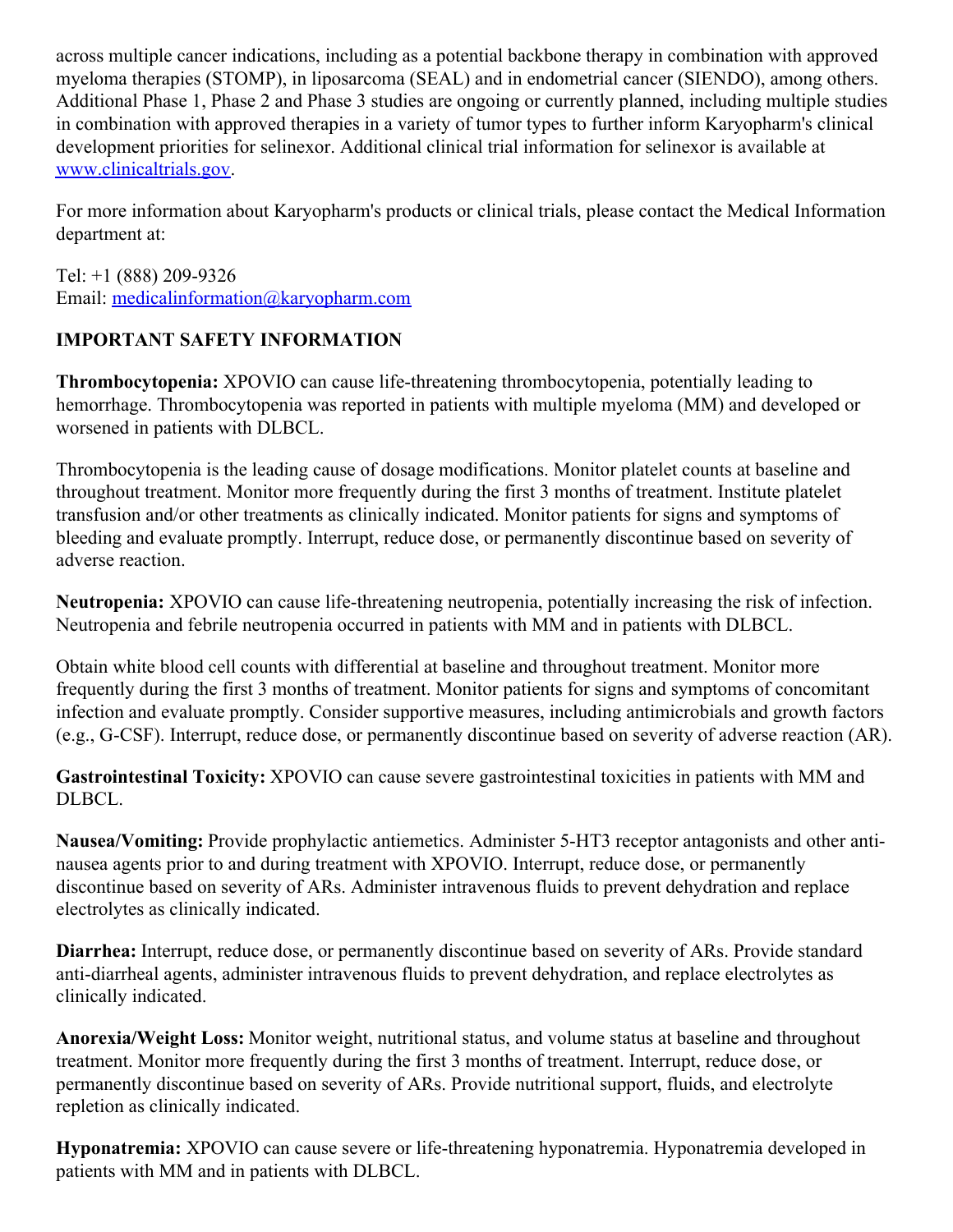across multiple cancer indications, including as a potential backbone therapy in combination with approved myeloma therapies (STOMP), in liposarcoma (SEAL) and in endometrial cancer (SIENDO), among others. Additional Phase 1, Phase 2 and Phase 3 studies are ongoing or currently planned, including multiple studies in combination with approved therapies in a variety of tumor types to further inform Karyopharm's clinical development priorities for selinexor. Additional clinical trial information for selinexor is available at [www.clinicaltrials.gov](www.clinicaltrials.gov).

For more information about Karyopharm's products or clinical trials, please contact the Medical Information department at:

Tel: +1 (888) 209-9326
Email: [medicalinformation@karyopharm.com](mailto:medicalinformation@karyopharm.com)

**IMPORTANT SAFETY INFORMATION**

**Thrombocytopenia:** XPOVIO can cause life-threatening thrombocytopenia, potentially leading to hemorrhage. Thrombocytopenia was reported in patients with multiple myeloma (MM) and developed or worsened in patients with DLBCL.

Thrombocytopenia is the leading cause of dosage modifications. Monitor platelet counts at baseline and throughout treatment. Monitor more frequently during the first 3 months of treatment. Institute platelet transfusion and/or other treatments as clinically indicated. Monitor patients for signs and symptoms of bleeding and evaluate promptly. Interrupt, reduce dose, or permanently discontinue based on severity of adverse reaction.

**Neutropenia:** XPOVIO can cause life-threatening neutropenia, potentially increasing the risk of infection. Neutropenia and febrile neutropenia occurred in patients with MM and in patients with DLBCL.

Obtain white blood cell counts with differential at baseline and throughout treatment. Monitor more frequently during the first 3 months of treatment. Monitor patients for signs and symptoms of concomitant infection and evaluate promptly. Consider supportive measures, including antimicrobials and growth factors (e.g., G-CSF). Interrupt, reduce dose, or permanently discontinue based on severity of adverse reaction (AR).

**Gastrointestinal Toxicity:** XPOVIO can cause severe gastrointestinal toxicities in patients with MM and DLBCL.

**Nausea/Vomiting:** Provide prophylactic antiemetics. Administer 5-HT3 receptor antagonists and other anti-nausea agents prior to and during treatment with XPOVIO. Interrupt, reduce dose, or permanently discontinue based on severity of ARs. Administer intravenous fluids to prevent dehydration and replace electrolytes as clinically indicated.

**Diarrhea:** Interrupt, reduce dose, or permanently discontinue based on severity of ARs. Provide standard anti-diarrheal agents, administer intravenous fluids to prevent dehydration, and replace electrolytes as clinically indicated.

**Anorexia/Weight Loss:** Monitor weight, nutritional status, and volume status at baseline and throughout treatment. Monitor more frequently during the first 3 months of treatment. Interrupt, reduce dose, or permanently discontinue based on severity of ARs. Provide nutritional support, fluids, and electrolyte repletion as clinically indicated.

**Hyponatremia:** XPOVIO can cause severe or life-threatening hyponatremia. Hyponatremia developed in patients with MM and in patients with DLBCL.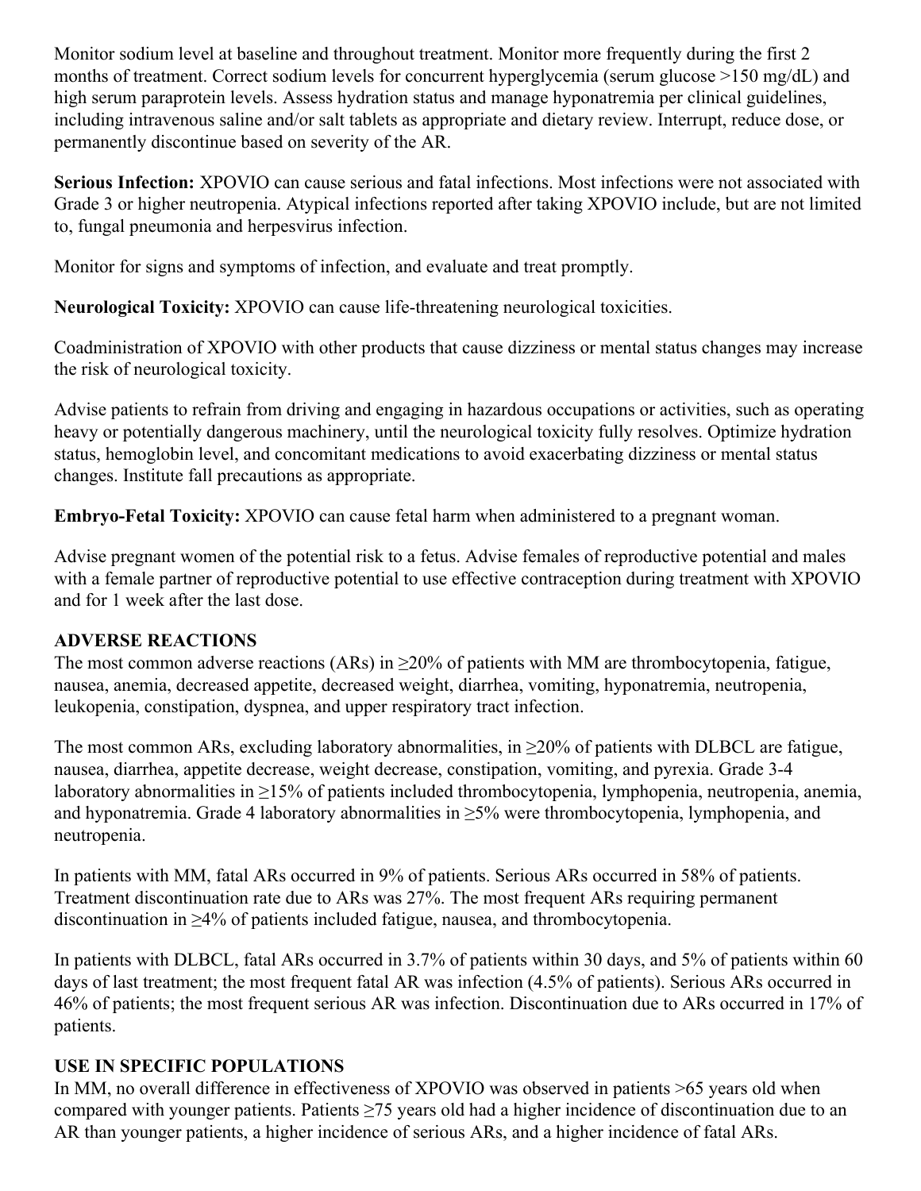Monitor sodium level at baseline and throughout treatment. Monitor more frequently during the first 2 months of treatment. Correct sodium levels for concurrent hyperglycemia (serum glucose >150 mg/dL) and high serum paraprotein levels. Assess hydration status and manage hyponatremia per clinical guidelines, including intravenous saline and/or salt tablets as appropriate and dietary review. Interrupt, reduce dose, or permanently discontinue based on severity of the AR.

**Serious Infection:** XPOVIO can cause serious and fatal infections. Most infections were not associated with Grade 3 or higher neutropenia. Atypical infections reported after taking XPOVIO include, but are not limited to, fungal pneumonia and herpesvirus infection.

Monitor for signs and symptoms of infection, and evaluate and treat promptly.

**Neurological Toxicity:** XPOVIO can cause life-threatening neurological toxicities.

Coadministration of XPOVIO with other products that cause dizziness or mental status changes may increase the risk of neurological toxicity.

Advise patients to refrain from driving and engaging in hazardous occupations or activities, such as operating heavy or potentially dangerous machinery, until the neurological toxicity fully resolves. Optimize hydration status, hemoglobin level, and concomitant medications to avoid exacerbating dizziness or mental status changes. Institute fall precautions as appropriate.

**Embryo-Fetal Toxicity:** XPOVIO can cause fetal harm when administered to a pregnant woman.

Advise pregnant women of the potential risk to a fetus. Advise females of reproductive potential and males with a female partner of reproductive potential to use effective contraception during treatment with XPOVIO and for 1 week after the last dose.

## ADVERSE REACTIONS

The most common adverse reactions (ARs) in ≥20% of patients with MM are thrombocytopenia, fatigue, nausea, anemia, decreased appetite, decreased weight, diarrhea, vomiting, hyponatremia, neutropenia, leukopenia, constipation, dyspnea, and upper respiratory tract infection.

The most common ARs, excluding laboratory abnormalities, in ≥20% of patients with DLBCL are fatigue, nausea, diarrhea, appetite decrease, weight decrease, constipation, vomiting, and pyrexia. Grade 3-4 laboratory abnormalities in ≥15% of patients included thrombocytopenia, lymphopenia, neutropenia, anemia, and hyponatremia. Grade 4 laboratory abnormalities in ≥5% were thrombocytopenia, lymphopenia, and neutropenia.

In patients with MM, fatal ARs occurred in 9% of patients. Serious ARs occurred in 58% of patients. Treatment discontinuation rate due to ARs was 27%. The most frequent ARs requiring permanent discontinuation in ≥4% of patients included fatigue, nausea, and thrombocytopenia.

In patients with DLBCL, fatal ARs occurred in 3.7% of patients within 30 days, and 5% of patients within 60 days of last treatment; the most frequent fatal AR was infection (4.5% of patients). Serious ARs occurred in 46% of patients; the most frequent serious AR was infection. Discontinuation due to ARs occurred in 17% of patients.

## USE IN SPECIFIC POPULATIONS

In MM, no overall difference in effectiveness of XPOVIO was observed in patients >65 years old when compared with younger patients. Patients ≥75 years old had a higher incidence of discontinuation due to an AR than younger patients, a higher incidence of serious ARs, and a higher incidence of fatal ARs.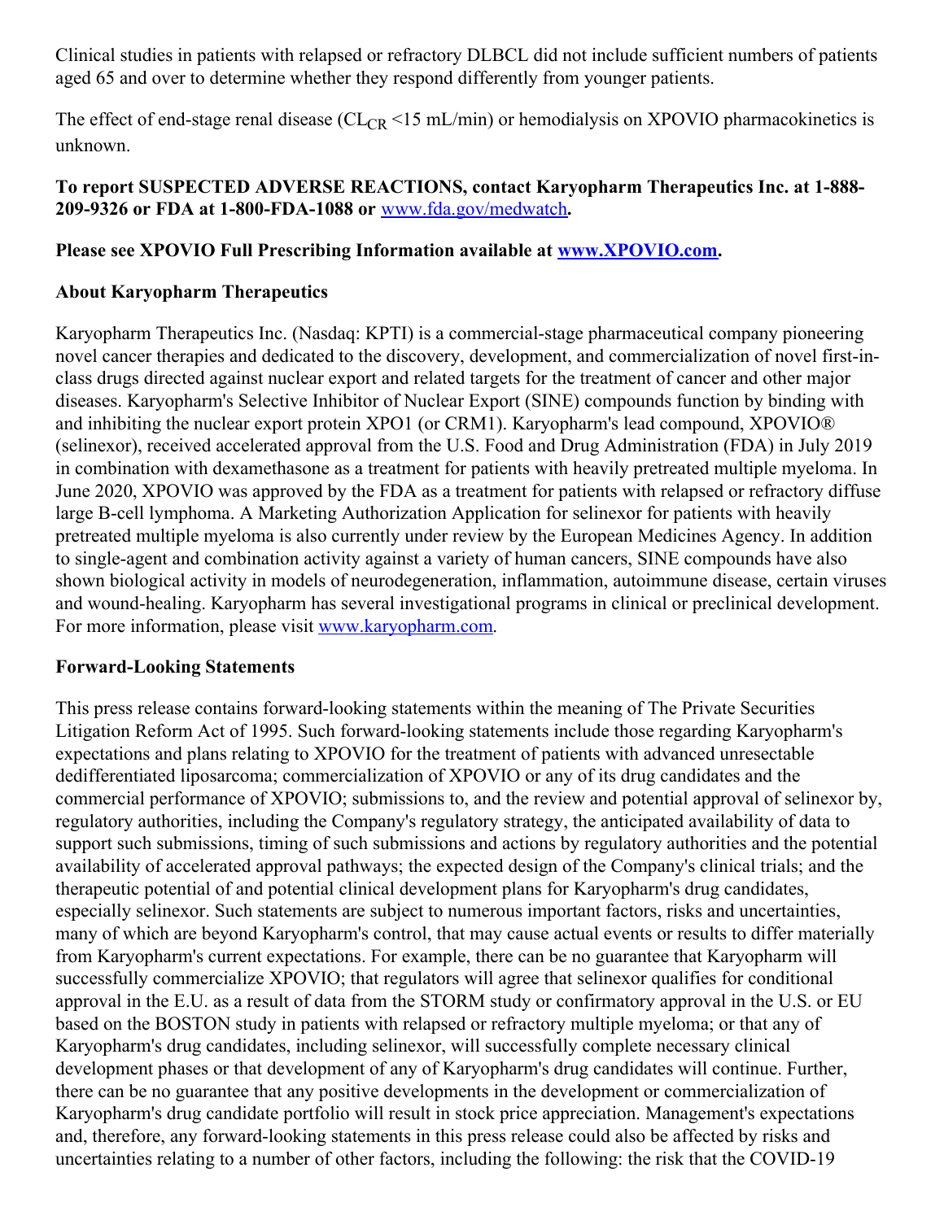Clinical studies in patients with relapsed or refractory DLBCL did not include sufficient numbers of patients aged 65 and over to determine whether they respond differently from younger patients.

The effect of end-stage renal disease ($CL_{CR}$ <15 mL/min) or hemodialysis on XPOVIO pharmacokinetics is unknown.

**To report SUSPECTED ADVERSE REACTIONS, contact Karyopharm Therapeutics Inc. at 1-888-209-9326 or FDA at 1-800-FDA-1088 or** [www.fda.gov/medwatch](http://www.fda.gov/medwatch)**.**

**Please see XPOVIO Full Prescribing Information available at [www.XPOVIO.com](http://www.XPOVIO.com).**

**About Karyopharm Therapeutics**

Karyopharm Therapeutics Inc. (Nasdaq: KPTI) is a commercial-stage pharmaceutical company pioneering novel cancer therapies and dedicated to the discovery, development, and commercialization of novel first-in-class drugs directed against nuclear export and related targets for the treatment of cancer and other major diseases. Karyopharm's Selective Inhibitor of Nuclear Export (SINE) compounds function by binding with and inhibiting the nuclear export protein XPO1 (or CRM1). Karyopharm's lead compound, XPOVIO® (selinexor), received accelerated approval from the U.S. Food and Drug Administration (FDA) in July 2019 in combination with dexamethasone as a treatment for patients with heavily pretreated multiple myeloma. In June 2020, XPOVIO was approved by the FDA as a treatment for patients with relapsed or refractory diffuse large B-cell lymphoma. A Marketing Authorization Application for selinexor for patients with heavily pretreated multiple myeloma is also currently under review by the European Medicines Agency. In addition to single-agent and combination activity against a variety of human cancers, SINE compounds have also shown biological activity in models of neurodegeneration, inflammation, autoimmune disease, certain viruses and wound-healing. Karyopharm has several investigational programs in clinical or preclinical development. For more information, please visit [www.karyopharm.com](http://www.karyopharm.com).

**Forward-Looking Statements**

This press release contains forward-looking statements within the meaning of The Private Securities Litigation Reform Act of 1995. Such forward-looking statements include those regarding Karyopharm's expectations and plans relating to XPOVIO for the treatment of patients with advanced unresectable dedifferentiated liposarcoma; commercialization of XPOVIO or any of its drug candidates and the commercial performance of XPOVIO; submissions to, and the review and potential approval of selinexor by, regulatory authorities, including the Company's regulatory strategy, the anticipated availability of data to support such submissions, timing of such submissions and actions by regulatory authorities and the potential availability of accelerated approval pathways; the expected design of the Company's clinical trials; and the therapeutic potential of and potential clinical development plans for Karyopharm's drug candidates, especially selinexor. Such statements are subject to numerous important factors, risks and uncertainties, many of which are beyond Karyopharm's control, that may cause actual events or results to differ materially from Karyopharm's current expectations. For example, there can be no guarantee that Karyopharm will successfully commercialize XPOVIO; that regulators will agree that selinexor qualifies for conditional approval in the E.U. as a result of data from the STORM study or confirmatory approval in the U.S. or EU based on the BOSTON study in patients with relapsed or refractory multiple myeloma; or that any of Karyopharm's drug candidates, including selinexor, will successfully complete necessary clinical development phases or that development of any of Karyopharm's drug candidates will continue. Further, there can be no guarantee that any positive developments in the development or commercialization of Karyopharm's drug candidate portfolio will result in stock price appreciation. Management's expectations and, therefore, any forward-looking statements in this press release could also be affected by risks and uncertainties relating to a number of other factors, including the following: the risk that the COVID-19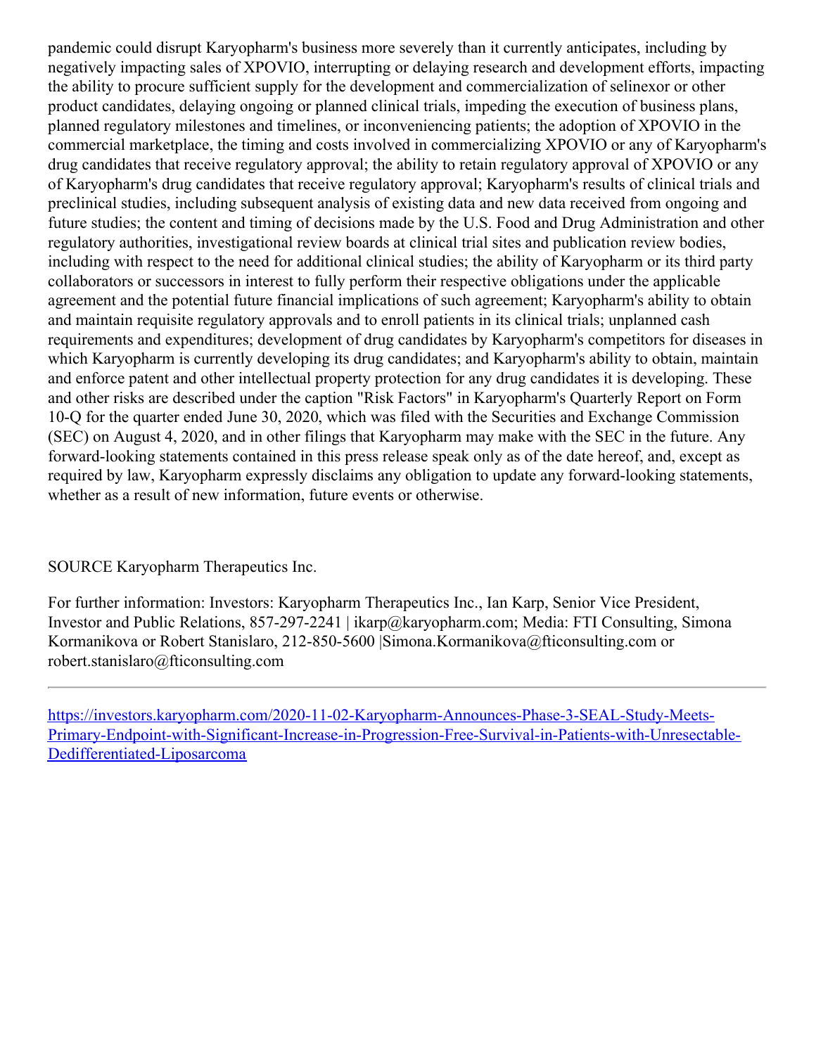pandemic could disrupt Karyopharm's business more severely than it currently anticipates, including by negatively impacting sales of XPOVIO, interrupting or delaying research and development efforts, impacting the ability to procure sufficient supply for the development and commercialization of selinexor or other product candidates, delaying ongoing or planned clinical trials, impeding the execution of business plans, planned regulatory milestones and timelines, or inconveniencing patients; the adoption of XPOVIO in the commercial marketplace, the timing and costs involved in commercializing XPOVIO or any of Karyopharm's drug candidates that receive regulatory approval; the ability to retain regulatory approval of XPOVIO or any of Karyopharm's drug candidates that receive regulatory approval; Karyopharm's results of clinical trials and preclinical studies, including subsequent analysis of existing data and new data received from ongoing and future studies; the content and timing of decisions made by the U.S. Food and Drug Administration and other regulatory authorities, investigational review boards at clinical trial sites and publication review bodies, including with respect to the need for additional clinical studies; the ability of Karyopharm or its third party collaborators or successors in interest to fully perform their respective obligations under the applicable agreement and the potential future financial implications of such agreement; Karyopharm's ability to obtain and maintain requisite regulatory approvals and to enroll patients in its clinical trials; unplanned cash requirements and expenditures; development of drug candidates by Karyopharm's competitors for diseases in which Karyopharm is currently developing its drug candidates; and Karyopharm's ability to obtain, maintain and enforce patent and other intellectual property protection for any drug candidates it is developing. These and other risks are described under the caption "Risk Factors" in Karyopharm's Quarterly Report on Form 10-Q for the quarter ended June 30, 2020, which was filed with the Securities and Exchange Commission (SEC) on August 4, 2020, and in other filings that Karyopharm may make with the SEC in the future. Any forward-looking statements contained in this press release speak only as of the date hereof, and, except as required by law, Karyopharm expressly disclaims any obligation to update any forward-looking statements, whether as a result of new information, future events or otherwise.

SOURCE Karyopharm Therapeutics Inc.

For further information: Investors: Karyopharm Therapeutics Inc., Ian Karp, Senior Vice President, Investor and Public Relations, 857-297-2241 | ikarp@karyopharm.com; Media: FTI Consulting, Simona Kormanikova or Robert Stanislaro, 212-850-5600 |Simona.Kormanikova@fticonsulting.com or robert.stanislaro@fticonsulting.com

---

https://investors.karyopharm.com/2020-11-02-Karyopharm-Announces-Phase-3-SEAL-Study-Meets-Primary-Endpoint-with-Significant-Increase-in-Progression-Free-Survival-in-Patients-with-Unresectable-Dedifferentiated-Liposarcoma